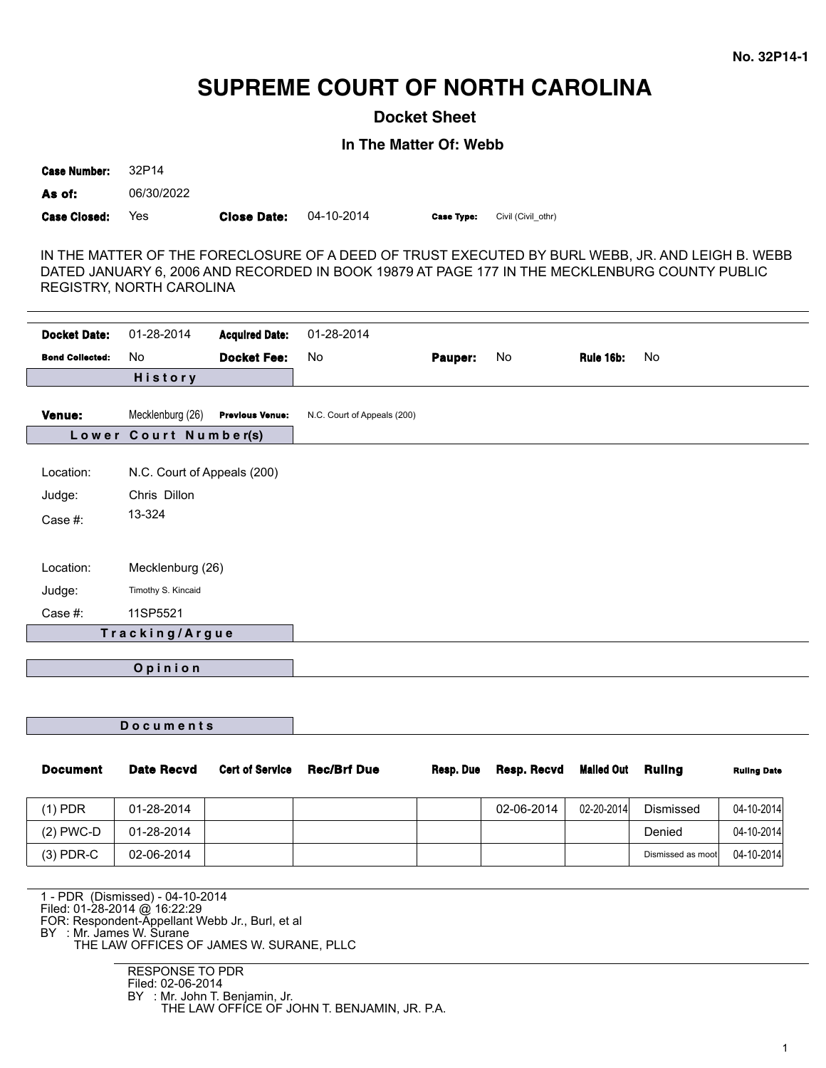No. 32P14-1

# SUPREME COURT OF NORTH CAROLINA

## Docket Sheet

### In The Matter Of: Webb

**Case Number:** 32P14

**As of:** 06/30/2022

**Case Closed:** Yes **Close Date:** 04-10-2014 **Case Type:** Civil (Civil_othr)

IN THE MATTER OF THE FORECLOSURE OF A DEED OF TRUST EXECUTED BY BURL WEBB, JR. AND LEIGH B. WEBB DATED JANUARY 6, 2006 AND RECORDED IN BOOK 19879 AT PAGE 177 IN THE MECKLENBURG COUNTY PUBLIC REGISTRY, NORTH CAROLINA

---

**Docket Date:** 01-28-2014 **Acquired Date:** 01-28-2014

**Bond Collected:** No **Docket Fee:** No **Pauper:** No **Rule 16b:** No

#### History

**Venue:** Mecklenburg (26) **Previous Venue:** N.C. Court of Appeals (200)

#### Lower Court Number(s)

Location: N.C. Court of Appeals (200)
Judge: Chris Dillon
Case #: 13-324

Location: Mecklenburg (26)
Judge: Timothy S. Kincaid
Case #: 11SP5521

#### Tracking/Argue

#### Opinion

#### Documents

| Document | Date Recvd | Cert of Service | Rec/Brf Due | Resp. Due | Resp. Recvd | Mailed Out | Ruling | Ruling Date |
|---|---|---|---|---|---|---|---|---|
| (1) PDR | 01-28-2014 | | | | 02-06-2014 | 02-20-2014 | Dismissed | 04-10-2014 |
| (2) PWC-D | 01-28-2014 | | | | | | Denied | 04-10-2014 |
| (3) PDR-C | 02-06-2014 | | | | | | Dismissed as moot | 04-10-2014 |

---

1 - PDR (Dismissed) - 04-10-2014
Filed: 01-28-2014 @ 16:22:29
FOR: Respondent-Appellant Webb Jr., Burl, et al
BY : Mr. James W. Surane
THE LAW OFFICES OF JAMES W. SURANE, PLLC

RESPONSE TO PDR
Filed: 02-06-2014
BY : Mr. John T. Benjamin, Jr.
THE LAW OFFICE OF JOHN T. BENJAMIN, JR. P.A.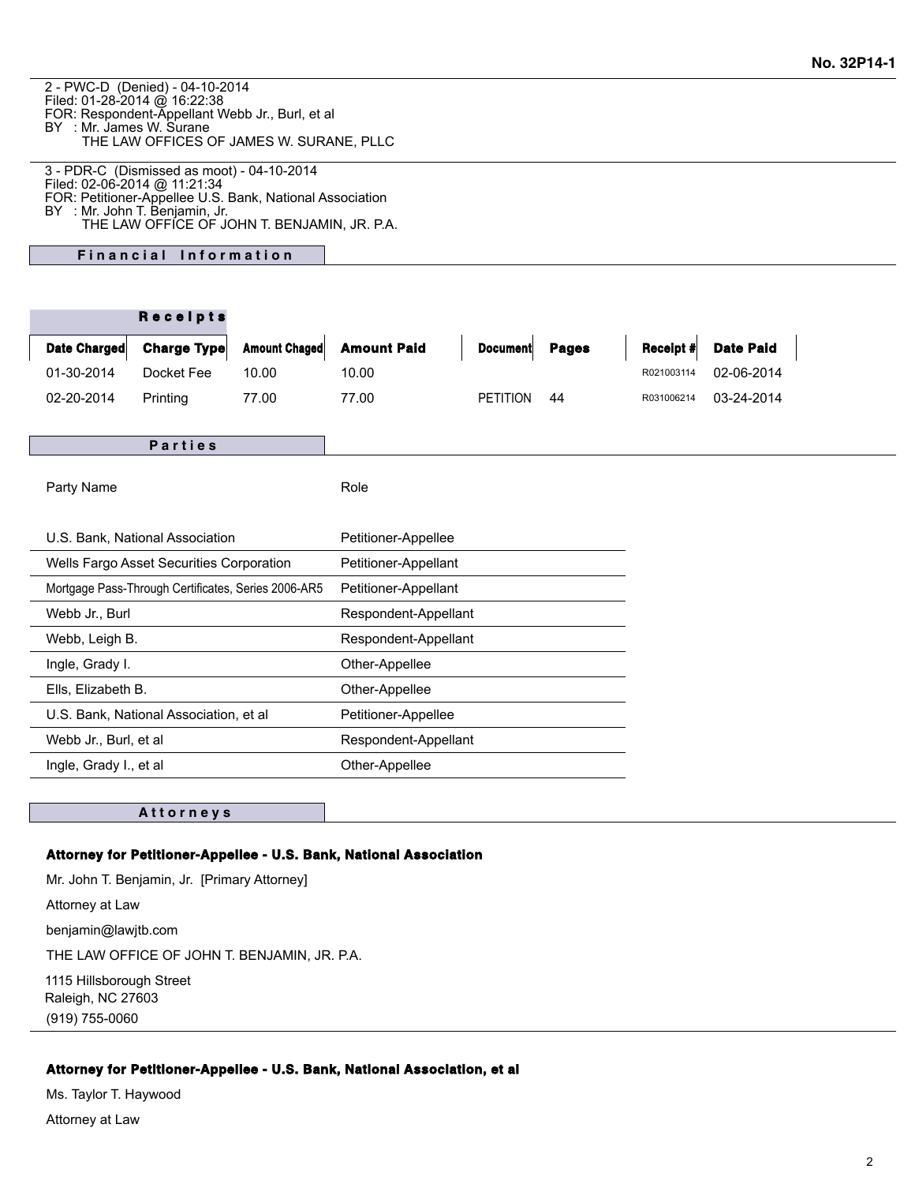2 - PWC-D (Denied) - 04-10-2014
Filed: 01-28-2014 @ 16:22:38
FOR: Respondent-Appellant Webb Jr., Burl, et al
BY : Mr. James W. Surane
THE LAW OFFICES OF JAMES W. SURANE, PLLC

3 - PDR-C (Dismissed as moot) - 04-10-2014
Filed: 02-06-2014 @ 11:21:34
FOR: Petitioner-Appellee U.S. Bank, National Association
BY : Mr. John T. Benjamin, Jr.
THE LAW OFFICE OF JOHN T. BENJAMIN, JR. P.A.

## Financial Information

### Receipts

| Date Charged | Charge Type | Amount Chaged | Amount Paid | Document | Pages | Receipt # | Date Paid |
|---|---|---|---|---|---|---|---|
| 01-30-2014 | Docket Fee | 10.00 | 10.00 | | | R021003114 | 02-06-2014 |
| 02-20-2014 | Printing | 77.00 | 77.00 | PETITION | 44 | R031006214 | 03-24-2014 |

## Parties

| Party Name | Role |
|---|---|
| U.S. Bank, National Association | Petitioner-Appellee |
| Wells Fargo Asset Securities Corporation | Petitioner-Appellant |
| Mortgage Pass-Through Certificates, Series 2006-AR5 | Petitioner-Appellant |
| Webb Jr., Burl | Respondent-Appellant |
| Webb, Leigh B. | Respondent-Appellant |
| Ingle, Grady I. | Other-Appellee |
| Ells, Elizabeth B. | Other-Appellee |
| U.S. Bank, National Association, et al | Petitioner-Appellee |
| Webb Jr., Burl, et al | Respondent-Appellant |
| Ingle, Grady I., et al | Other-Appellee |

## Attorneys

**Attorney for Petitioner-Appellee - U.S. Bank, National Association**

Mr. John T. Benjamin, Jr. [Primary Attorney]

Attorney at Law

benjamin@lawjtb.com

THE LAW OFFICE OF JOHN T. BENJAMIN, JR. P.A.

1115 Hillsborough Street
Raleigh, NC 27603
(919) 755-0060

**Attorney for Petitioner-Appellee - U.S. Bank, National Association, et al**

Ms. Taylor T. Haywood

Attorney at Law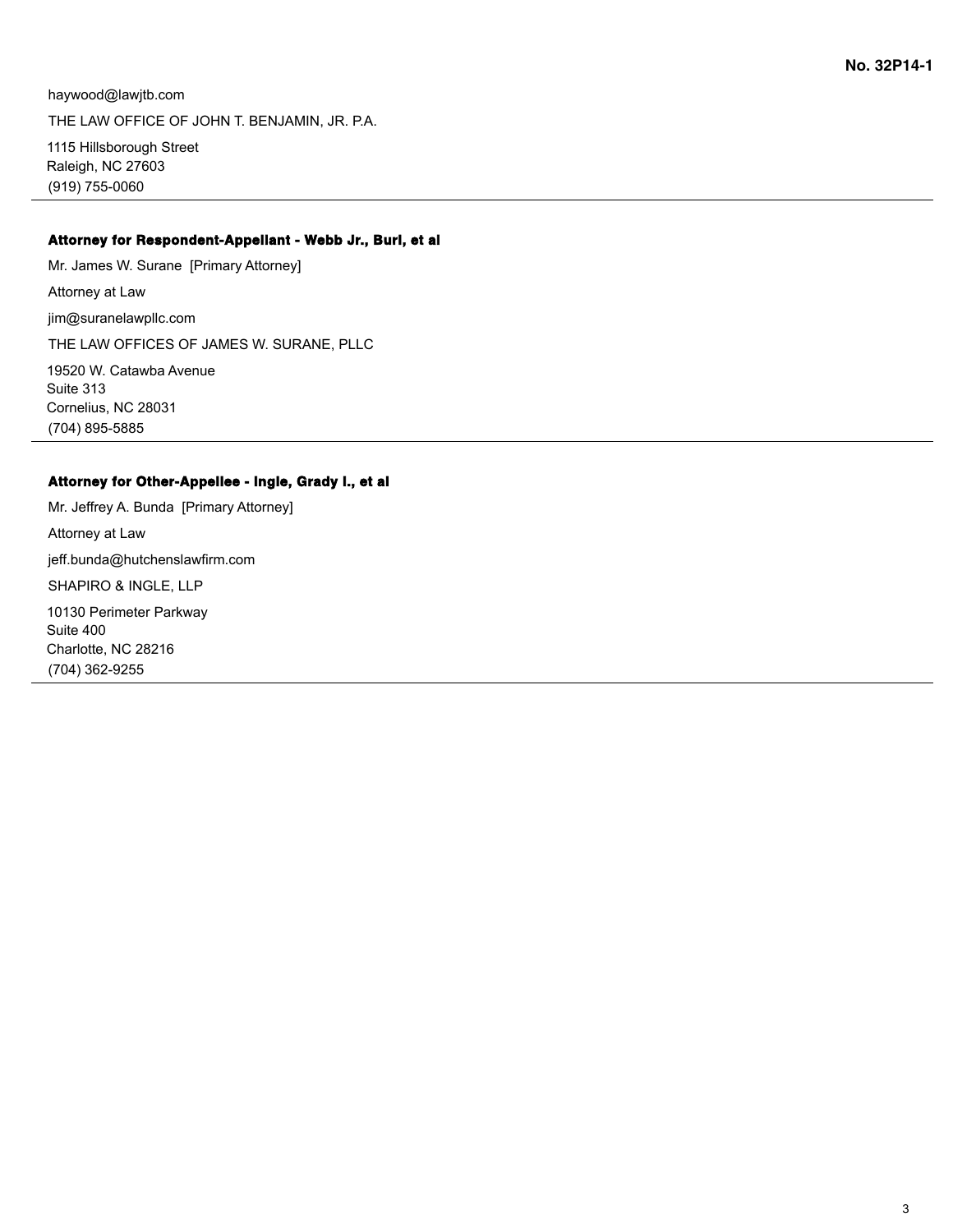haywood@lawjtb.com

THE LAW OFFICE OF JOHN T. BENJAMIN, JR. P.A.

1115 Hillsborough Street
Raleigh, NC 27603
(919) 755-0060

---

**Attorney for Respondent-Appellant - Webb Jr., Burl, et al**

Mr. James W. Surane [Primary Attorney]

Attorney at Law

jim@suranelawpllc.com

THE LAW OFFICES OF JAMES W. SURANE, PLLC

19520 W. Catawba Avenue
Suite 313
Cornelius, NC 28031
(704) 895-5885

---

**Attorney for Other-Appellee - Ingle, Grady I., et al**

Mr. Jeffrey A. Bunda [Primary Attorney]

Attorney at Law

jeff.bunda@hutchenslawfirm.com

SHAPIRO & INGLE, LLP

10130 Perimeter Parkway
Suite 400
Charlotte, NC 28216
(704) 362-9255

---